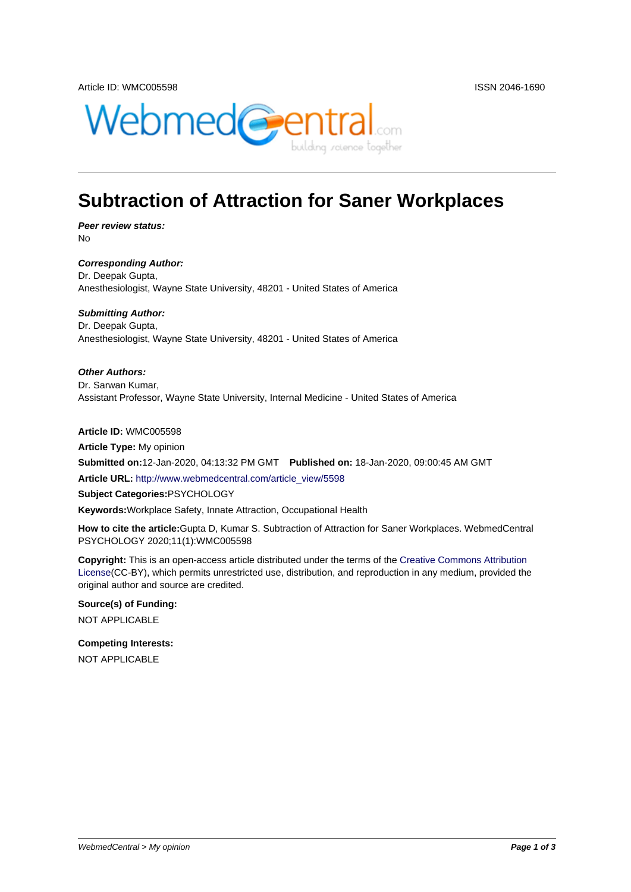Article ID: WMC005598 ISSN 2046-1690

# Subtraction of Attraction for Saner Workplaces

***Peer review status:***
No

***Corresponding Author:***
Dr. Deepak Gupta,
Anesthesiologist, Wayne State University, 48201 - United States of America

***Submitting Author:***
Dr. Deepak Gupta,
Anesthesiologist, Wayne State University, 48201 - United States of America

***Other Authors:***
Dr. Sarwan Kumar,
Assistant Professor, Wayne State University, Internal Medicine - United States of America

**Article ID:** WMC005598

**Article Type:** My opinion

**Submitted on:**12-Jan-2020, 04:13:32 PM GMT **Published on:** 18-Jan-2020, 09:00:45 AM GMT

**Article URL:** http://www.webmedcentral.com/article_view/5598

**Subject Categories:**PSYCHOLOGY

**Keywords:**Workplace Safety, Innate Attraction, Occupational Health

**How to cite the article:**Gupta D, Kumar S. Subtraction of Attraction for Saner Workplaces. WebmedCentral PSYCHOLOGY 2020;11(1):WMC005598

**Copyright:** This is an open-access article distributed under the terms of the Creative Commons Attribution License(CC-BY), which permits unrestricted use, distribution, and reproduction in any medium, provided the original author and source are credited.

**Source(s) of Funding:**

NOT APPLICABLE

**Competing Interests:**

NOT APPLICABLE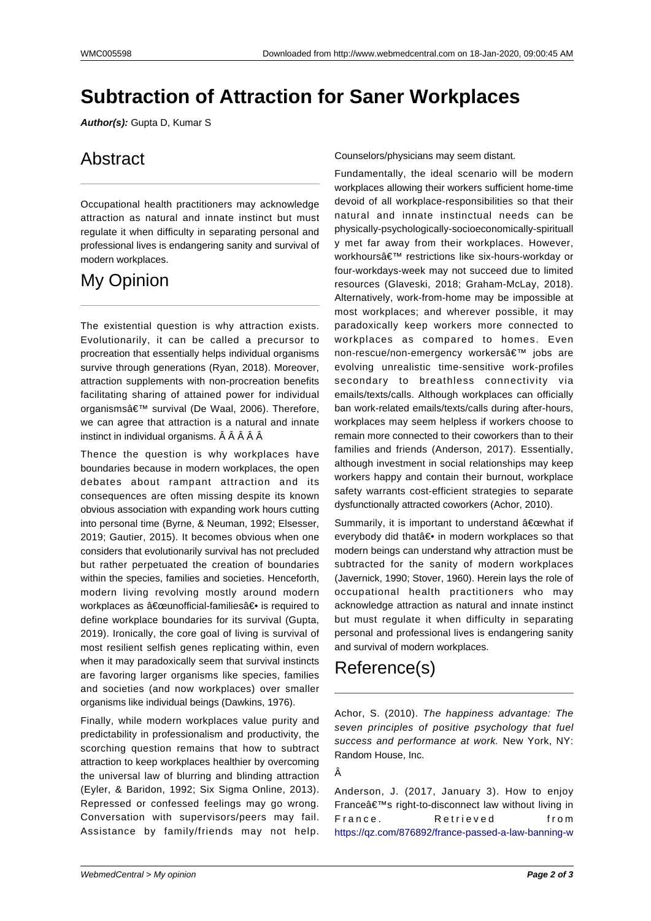# Subtraction of Attraction for Saner Workplaces

***Author(s):*** Gupta D, Kumar S

## Abstract

Occupational health practitioners may acknowledge attraction as natural and innate instinct but must regulate it when difficulty in separating personal and professional lives is endangering sanity and survival of modern workplaces.

## My Opinion

The existential question is why attraction exists. Evolutionarily, it can be called a precursor to procreation that essentially helps individual organisms survive through generations (Ryan, 2018). Moreover, attraction supplements with non-procreation benefits facilitating sharing of attained power for individual organismsâ€™ survival (De Waal, 2006). Therefore, we can agree that attraction is a natural and innate instinct in individual organisms. Â Â Â Â Â

Thence the question is why workplaces have boundaries because in modern workplaces, the open debates about rampant attraction and its consequences are often missing despite its known obvious association with expanding work hours cutting into personal time (Byrne, & Neuman, 1992; Elsesser, 2019; Gautier, 2015). It becomes obvious when one considers that evolutionarily survival has not precluded but rather perpetuated the creation of boundaries within the species, families and societies. Henceforth, modern living revolving mostly around modern workplaces as â€œunofficial-familiesâ€• is required to define workplace boundaries for its survival (Gupta, 2019). Ironically, the core goal of living is survival of most resilient selfish genes replicating within, even when it may paradoxically seem that survival instincts are favoring larger organisms like species, families and societies (and now workplaces) over smaller organisms like individual beings (Dawkins, 1976).

Finally, while modern workplaces value purity and predictability in professionalism and productivity, the scorching question remains that how to subtract attraction to keep workplaces healthier by overcoming the universal law of blurring and blinding attraction (Eyler, & Baridon, 1992; Six Sigma Online, 2013). Repressed or confessed feelings may go wrong. Conversation with supervisors/peers may fail. Assistance by family/friends may not help. Counselors/physicians may seem distant.

Fundamentally, the ideal scenario will be modern workplaces allowing their workers sufficient home-time devoid of all workplace-responsibilities so that their natural and innate instinctual needs can be physically-psychologically-socioeconomically-spiritually met far away from their workplaces. However, workhoursâ€™ restrictions like six-hours-workday or four-workdays-week may not succeed due to limited resources (Glaveski, 2018; Graham-McLay, 2018). Alternatively, work-from-home may be impossible at most workplaces; and wherever possible, it may paradoxically keep workers more connected to workplaces as compared to homes. Even non-rescue/non-emergency workersâ€™ jobs are evolving unrealistic time-sensitive work-profiles secondary to breathless connectivity via emails/texts/calls. Although workplaces can officially ban work-related emails/texts/calls during after-hours, workplaces may seem helpless if workers choose to remain more connected to their coworkers than to their families and friends (Anderson, 2017). Essentially, although investment in social relationships may keep workers happy and contain their burnout, workplace safety warrants cost-efficient strategies to separate dysfunctionally attracted coworkers (Achor, 2010).

Summarily, it is important to understand â€œwhat if everybody did thatâ€• in modern workplaces so that modern beings can understand why attraction must be subtracted for the sanity of modern workplaces (Javernick, 1990; Stover, 1960). Herein lays the role of occupational health practitioners who may acknowledge attraction as natural and innate instinct but must regulate it when difficulty in separating personal and professional lives is endangering sanity and survival of modern workplaces.

## Reference(s)

Achor, S. (2010). *The happiness advantage: The seven principles of positive psychology that fuel success and performance at work.* New York, NY: Random House, Inc.

Â

Anderson, J. (2017, January 3). How to enjoy Franceâ€™s right-to-disconnect law without living in France. Retrieved from https://qz.com/876892/france-passed-a-law-banning-w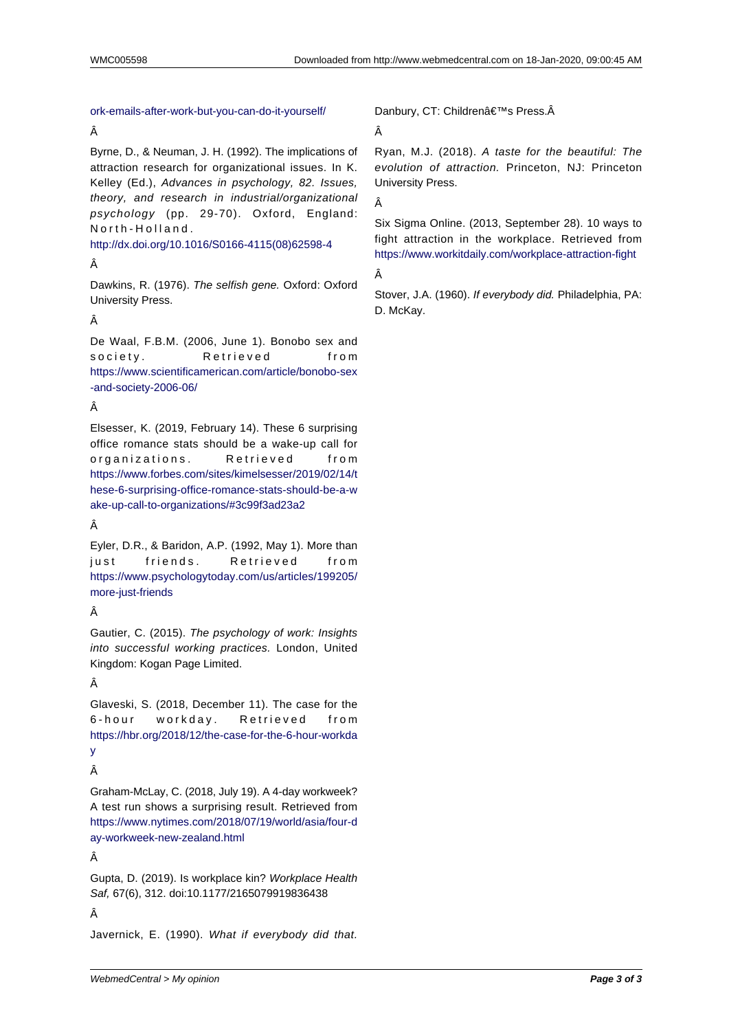ork-emails-after-work-but-you-can-do-it-yourself/

Â

Byrne, D., & Neuman, J. H. (1992). The implications of attraction research for organizational issues. In K. Kelley (Ed.), *Advances in psychology, 82. Issues, theory, and research in industrial/organizational psychology* (pp. 29-70). Oxford, England: North-Holland. http://dx.doi.org/10.1016/S0166-4115(08)62598-4

Â

Dawkins, R. (1976). *The selfish gene.* Oxford: Oxford University Press.

Â

De Waal, F.B.M. (2006, June 1). Bonobo sex and society. Retrieved from https://www.scientificamerican.com/article/bonobo-sex-and-society-2006-06/

Â

Elsesser, K. (2019, February 14). These 6 surprising office romance stats should be a wake-up call for organizations. Retrieved from https://www.forbes.com/sites/kimelsesser/2019/02/14/these-6-surprising-office-romance-stats-should-be-a-wake-up-call-to-organizations/#3c99f3ad23a2

Â

Eyler, D.R., & Baridon, A.P. (1992, May 1). More than just friends. Retrieved from https://www.psychologytoday.com/us/articles/199205/more-just-friends

Â

Gautier, C. (2015). *The psychology of work: Insights into successful working practices.* London, United Kingdom: Kogan Page Limited.

Â

Glaveski, S. (2018, December 11). The case for the 6-hour workday. Retrieved from https://hbr.org/2018/12/the-case-for-the-6-hour-workday

Â

Graham-McLay, C. (2018, July 19). A 4-day workweek? A test run shows a surprising result. Retrieved from https://www.nytimes.com/2018/07/19/world/asia/four-day-workweek-new-zealand.html

Â

Gupta, D. (2019). Is workplace kin? *Workplace Health Saf,* 67(6), 312. doi:10.1177/2165079919836438

Â

Javernick, E. (1990). *What if everybody did that.* Danbury, CT: Childrenâ€™s Press.Â

Â

Ryan, M.J. (2018). *A taste for the beautiful: The evolution of attraction.* Princeton, NJ: Princeton University Press.

Â

Six Sigma Online. (2013, September 28). 10 ways to fight attraction in the workplace. Retrieved from https://www.workitdaily.com/workplace-attraction-fight

Â

Stover, J.A. (1960). *If everybody did.* Philadelphia, PA: D. McKay.